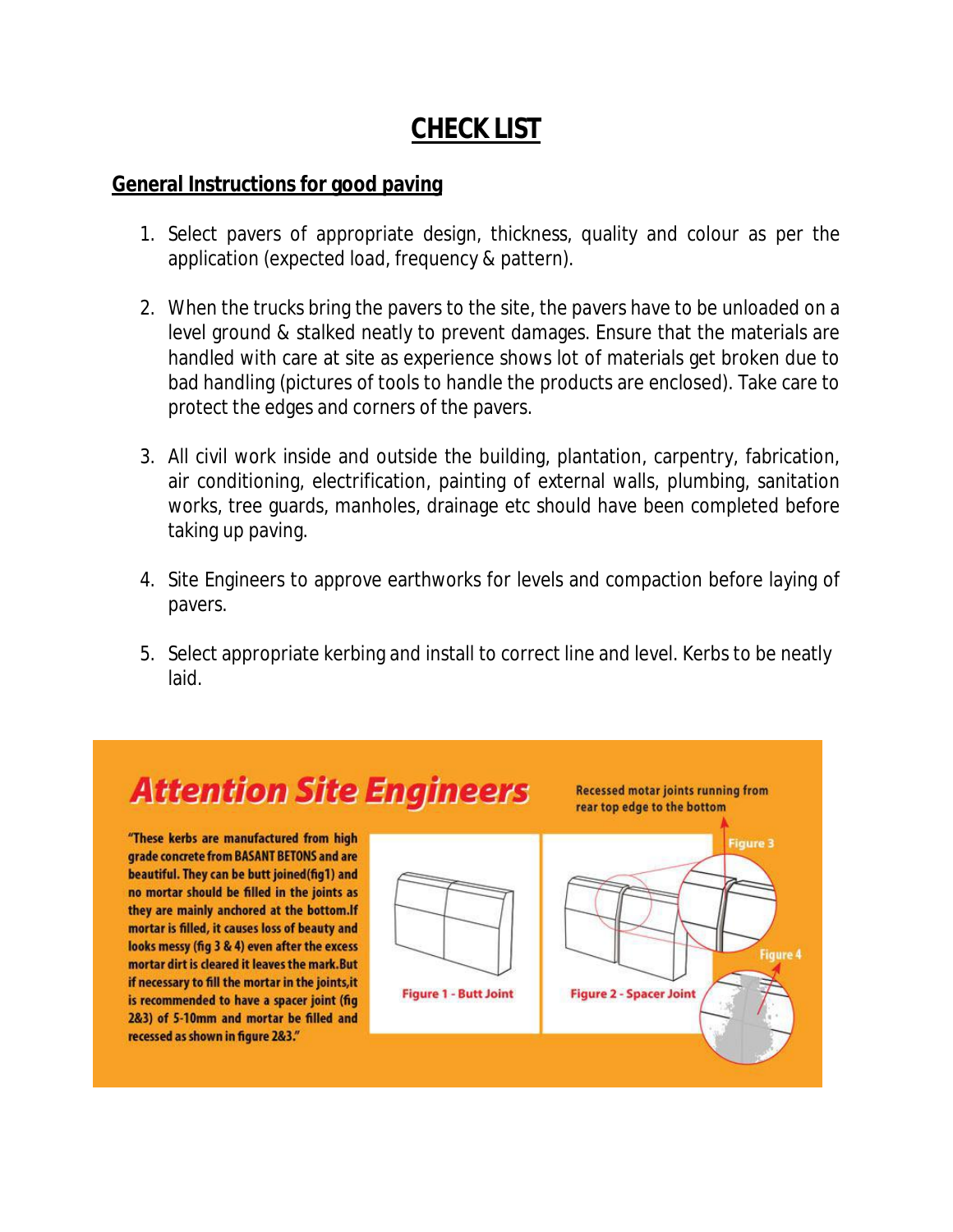# CHECK LIST

## General Instructions for good paving

1. Select pavers of appropriate design, thickness, quality and colour as per the application (expected load, frequency & pattern).

2. When the trucks bring the pavers to the site, the pavers have to be unloaded on a level ground & stalked neatly to prevent damages. Ensure that the materials are handled with care at site as experience shows lot of materials get broken due to bad handling (pictures of tools to handle the products are enclosed). Take care to protect the edges and corners of the pavers.

3. All civil work inside and outside the building, plantation, carpentry, fabrication, air conditioning, electrification, painting of external walls, plumbing, sanitation works, tree guards, manholes, drainage etc should have been completed before taking up paving.

4. Site Engineers to approve earthworks for levels and compaction before laying of pavers.

5. Select appropriate kerbing and install to correct line and level. Kerbs to be neatly laid.

## Attention Site Engineers

**"These kerbs are manufactured from high grade concrete from BASANT BETONS and are beautiful. They can be butt joined(fig1) and no mortar should be filled in the joints as they are mainly anchored at the bottom.If mortar is filled, it causes loss of beauty and looks messy (fig 3 & 4) even after the excess mortar dirt is cleared it leaves the mark.But if necessary to fill the mortar in the joints,it is recommended to have a spacer joint (fig 2&3) of 5-10mm and mortar be filled and recessed as shown in figure 2&3."**

Recessed motar joints running from rear top edge to the bottom

Figure 1 - Butt Joint

Figure 2 - Spacer Joint

Figure 3

Figure 4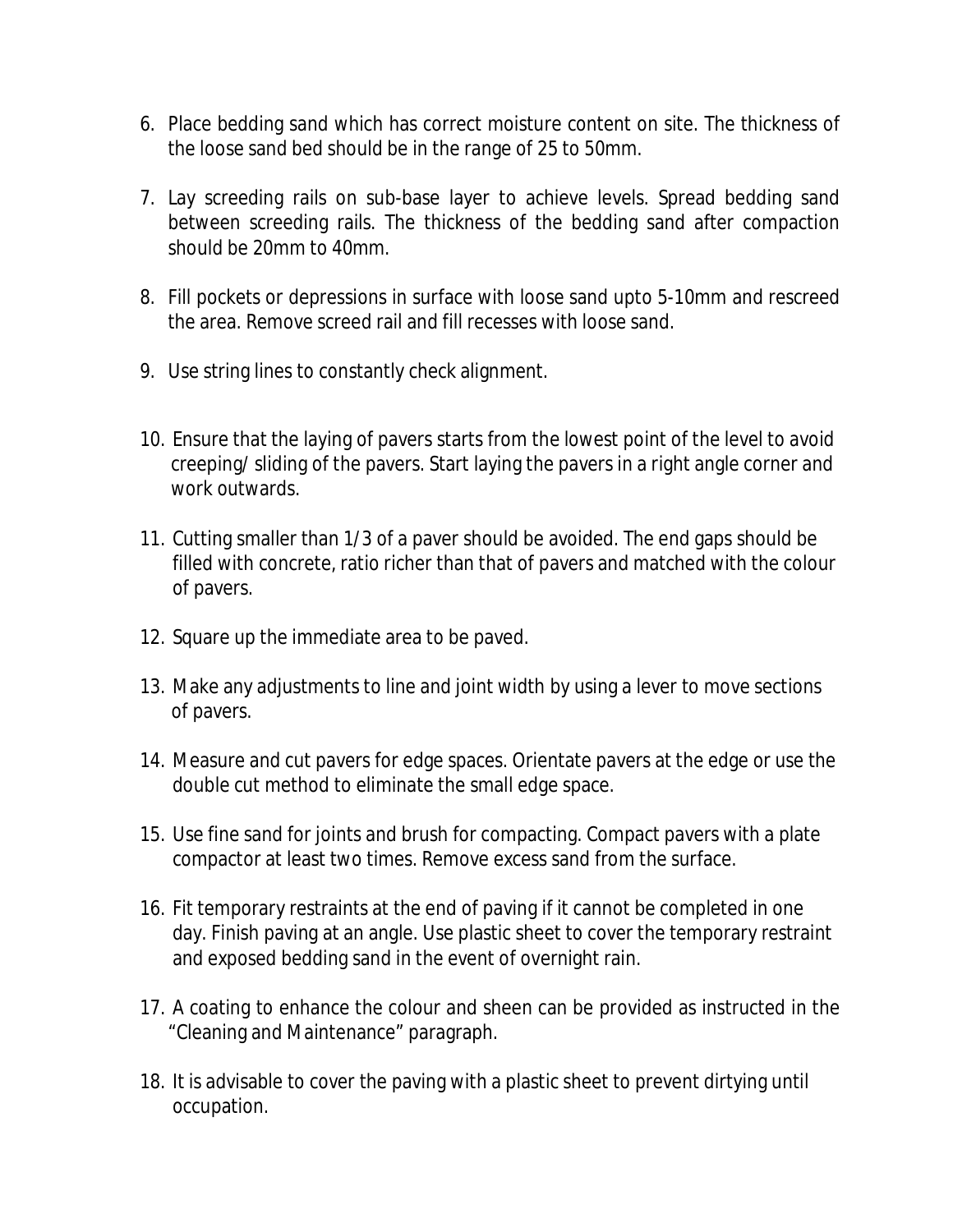6. Place bedding sand which has correct moisture content on site. The thickness of the loose sand bed should be in the range of 25 to 50mm.

7. Lay screeding rails on sub-base layer to achieve levels. Spread bedding sand between screeding rails. The thickness of the bedding sand after compaction should be 20mm to 40mm.

8. Fill pockets or depressions in surface with loose sand upto 5-10mm and rescreed the area. Remove screed rail and fill recesses with loose sand.

9. Use string lines to constantly check alignment.

10. Ensure that the laying of pavers starts from the lowest point of the level to avoid creeping/ sliding of the pavers. Start laying the pavers in a right angle corner and work outwards.

11. Cutting smaller than 1/3 of a paver should be avoided. The end gaps should be filled with concrete, ratio richer than that of pavers and matched with the colour of pavers.

12. Square up the immediate area to be paved.

13. Make any adjustments to line and joint width by using a lever to move sections of pavers.

14. Measure and cut pavers for edge spaces. Orientate pavers at the edge or use the double cut method to eliminate the small edge space.

15. Use fine sand for joints and brush for compacting. Compact pavers with a plate compactor at least two times. Remove excess sand from the surface.

16. Fit temporary restraints at the end of paving if it cannot be completed in one day. Finish paving at an angle. Use plastic sheet to cover the temporary restraint and exposed bedding sand in the event of overnight rain.

17. A coating to enhance the colour and sheen can be provided as instructed in the "Cleaning and Maintenance" paragraph.

18. It is advisable to cover the paving with a plastic sheet to prevent dirtying until occupation.